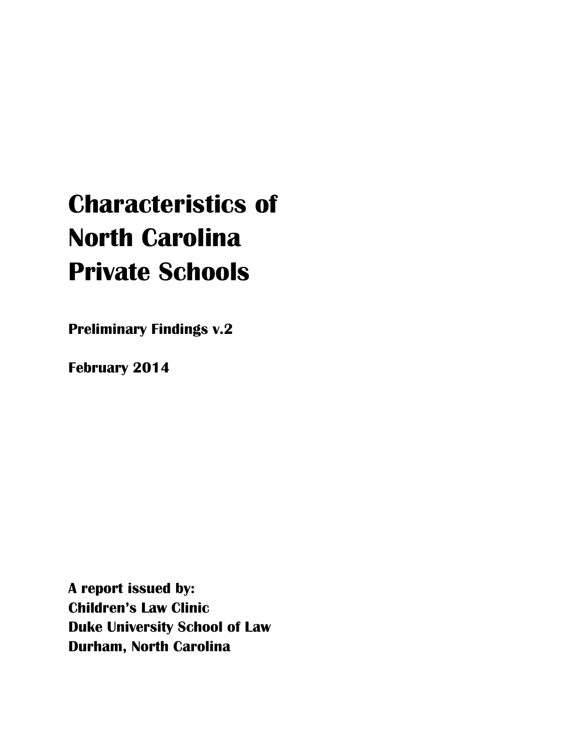# Characteristics of North Carolina Private Schools

**Preliminary Findings v.2**

**February 2014**

**A report issued by:**
**Children's Law Clinic**
**Duke University School of Law**
**Durham, North Carolina**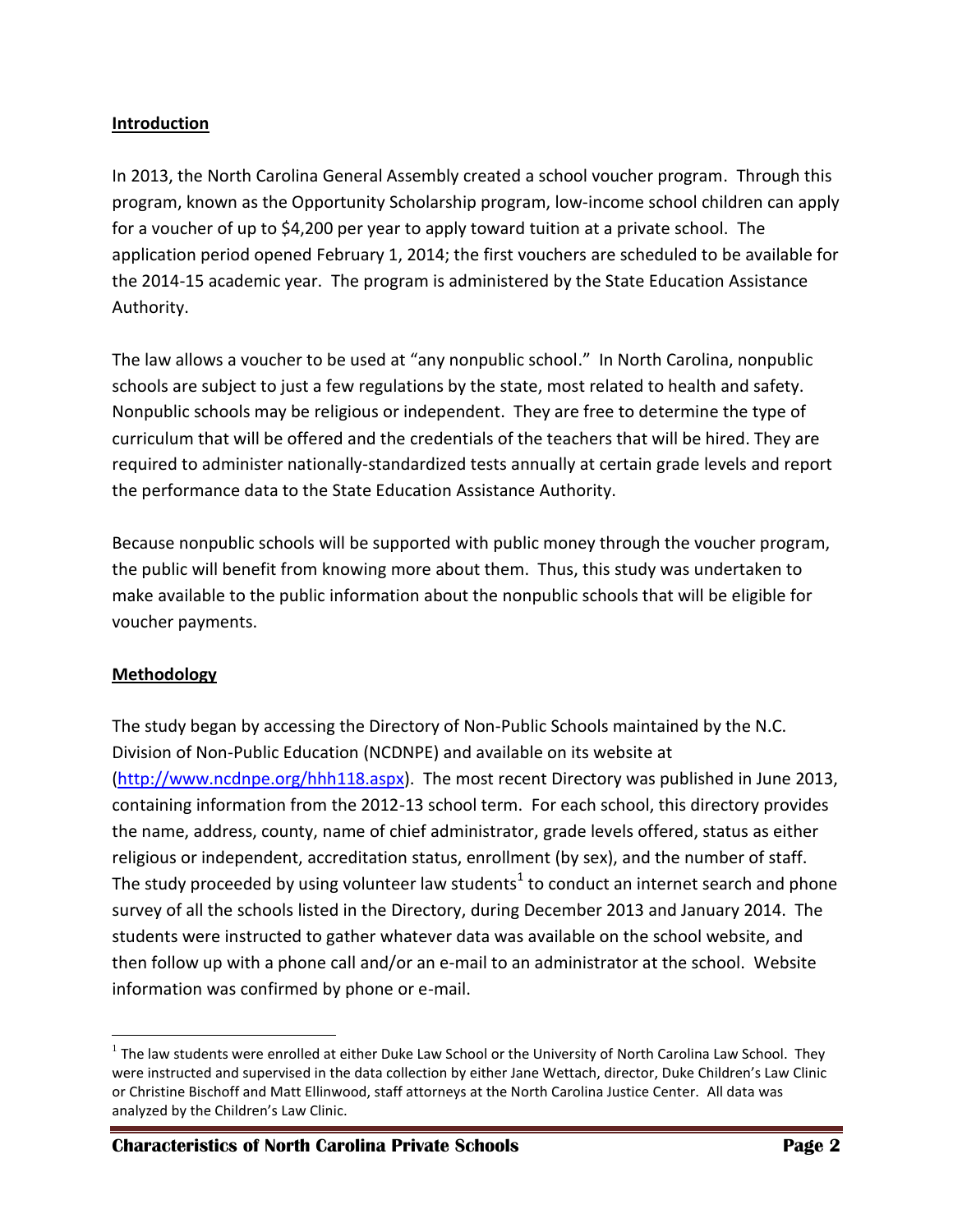## Introduction

In 2013, the North Carolina General Assembly created a school voucher program. Through this program, known as the Opportunity Scholarship program, low-income school children can apply for a voucher of up to $4,200 per year to apply toward tuition at a private school. The application period opened February 1, 2014; the first vouchers are scheduled to be available for the 2014-15 academic year. The program is administered by the State Education Assistance Authority.

The law allows a voucher to be used at "any nonpublic school." In North Carolina, nonpublic schools are subject to just a few regulations by the state, most related to health and safety. Nonpublic schools may be religious or independent. They are free to determine the type of curriculum that will be offered and the credentials of the teachers that will be hired. They are required to administer nationally-standardized tests annually at certain grade levels and report the performance data to the State Education Assistance Authority.

Because nonpublic schools will be supported with public money through the voucher program, the public will benefit from knowing more about them. Thus, this study was undertaken to make available to the public information about the nonpublic schools that will be eligible for voucher payments.

## Methodology

The study began by accessing the Directory of Non-Public Schools maintained by the N.C. Division of Non-Public Education (NCDNPE) and available on its website at (http://www.ncdnpe.org/hhh118.aspx). The most recent Directory was published in June 2013, containing information from the 2012-13 school term. For each school, this directory provides the name, address, county, name of chief administrator, grade levels offered, status as either religious or independent, accreditation status, enrollment (by sex), and the number of staff. The study proceeded by using volunteer law students[1] to conduct an internet search and phone survey of all the schools listed in the Directory, during December 2013 and January 2014. The students were instructed to gather whatever data was available on the school website, and then follow up with a phone call and/or an e-mail to an administrator at the school. Website information was confirmed by phone or e-mail.

[1] The law students were enrolled at either Duke Law School or the University of North Carolina Law School. They were instructed and supervised in the data collection by either Jane Wettach, director, Duke Children's Law Clinic or Christine Bischoff and Matt Ellinwood, staff attorneys at the North Carolina Justice Center. All data was analyzed by the Children's Law Clinic.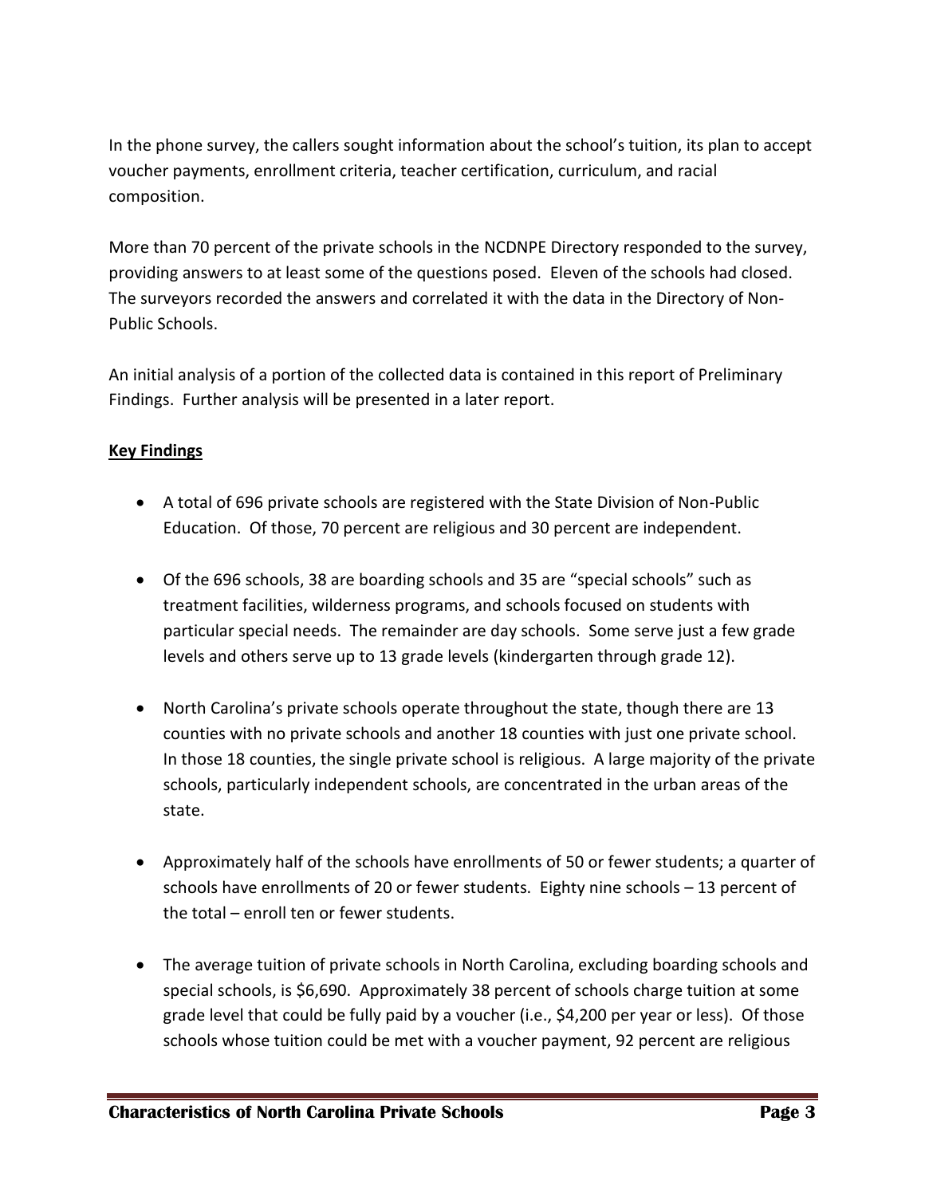In the phone survey, the callers sought information about the school's tuition, its plan to accept voucher payments, enrollment criteria, teacher certification, curriculum, and racial composition.

More than 70 percent of the private schools in the NCDNPE Directory responded to the survey, providing answers to at least some of the questions posed. Eleven of the schools had closed. The surveyors recorded the answers and correlated it with the data in the Directory of Non-Public Schools.

An initial analysis of a portion of the collected data is contained in this report of Preliminary Findings. Further analysis will be presented in a later report.

**Key Findings**

- A total of 696 private schools are registered with the State Division of Non-Public Education. Of those, 70 percent are religious and 30 percent are independent.
- Of the 696 schools, 38 are boarding schools and 35 are "special schools" such as treatment facilities, wilderness programs, and schools focused on students with particular special needs. The remainder are day schools. Some serve just a few grade levels and others serve up to 13 grade levels (kindergarten through grade 12).
- North Carolina's private schools operate throughout the state, though there are 13 counties with no private schools and another 18 counties with just one private school. In those 18 counties, the single private school is religious. A large majority of the private schools, particularly independent schools, are concentrated in the urban areas of the state.
- Approximately half of the schools have enrollments of 50 or fewer students; a quarter of schools have enrollments of 20 or fewer students. Eighty nine schools – 13 percent of the total – enroll ten or fewer students.
- The average tuition of private schools in North Carolina, excluding boarding schools and special schools, is $6,690. Approximately 38 percent of schools charge tuition at some grade level that could be fully paid by a voucher (i.e., $4,200 per year or less). Of those schools whose tuition could be met with a voucher payment, 92 percent are religious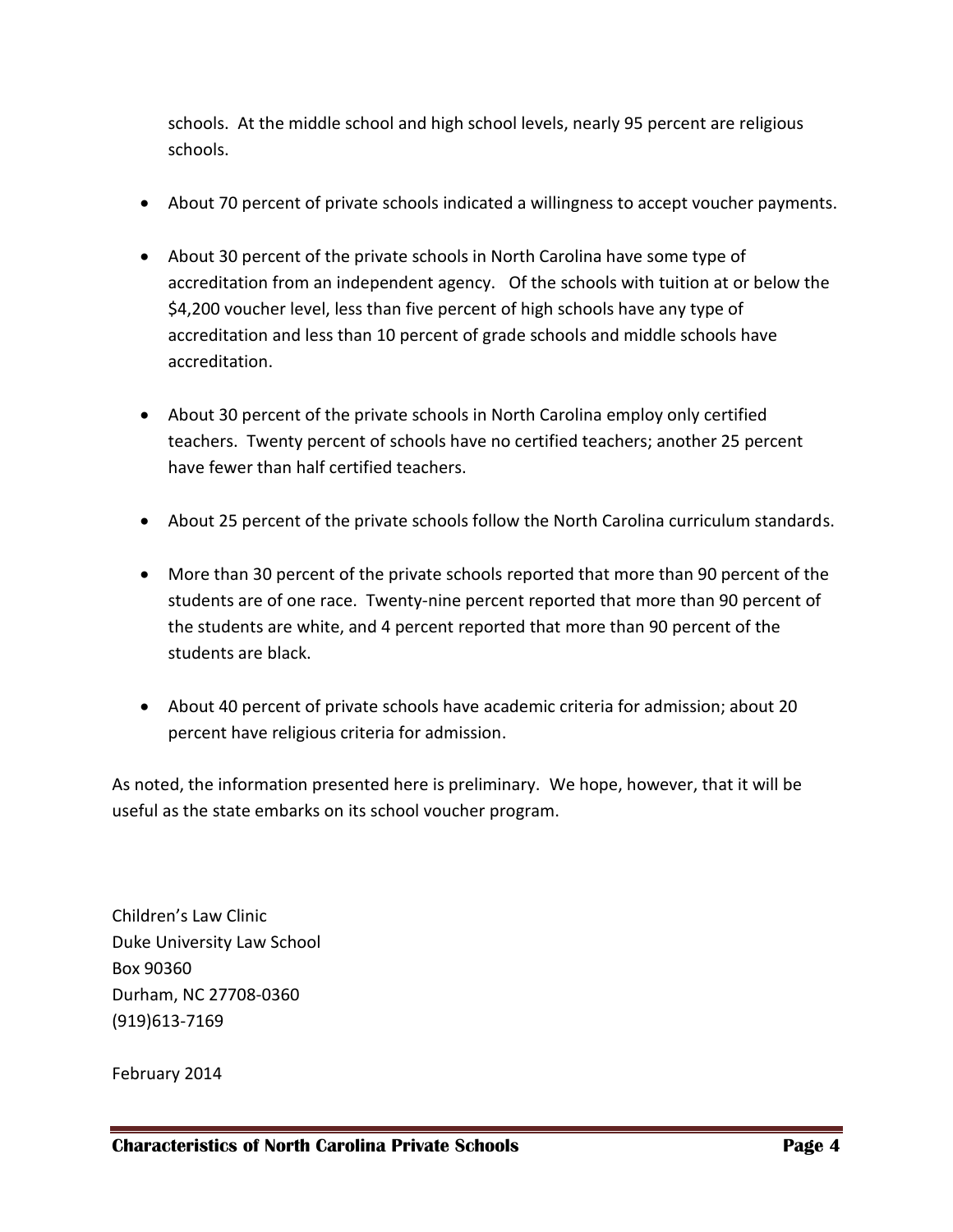schools. At the middle school and high school levels, nearly 95 percent are religious schools.

- About 70 percent of private schools indicated a willingness to accept voucher payments.

- About 30 percent of the private schools in North Carolina have some type of accreditation from an independent agency. Of the schools with tuition at or below the $4,200 voucher level, less than five percent of high schools have any type of accreditation and less than 10 percent of grade schools and middle schools have accreditation.

- About 30 percent of the private schools in North Carolina employ only certified teachers. Twenty percent of schools have no certified teachers; another 25 percent have fewer than half certified teachers.

- About 25 percent of the private schools follow the North Carolina curriculum standards.

- More than 30 percent of the private schools reported that more than 90 percent of the students are of one race. Twenty-nine percent reported that more than 90 percent of the students are white, and 4 percent reported that more than 90 percent of the students are black.

- About 40 percent of private schools have academic criteria for admission; about 20 percent have religious criteria for admission.

As noted, the information presented here is preliminary. We hope, however, that it will be useful as the state embarks on its school voucher program.

Children's Law Clinic
Duke University Law School
Box 90360
Durham, NC 27708-0360
(919)613-7169

February 2014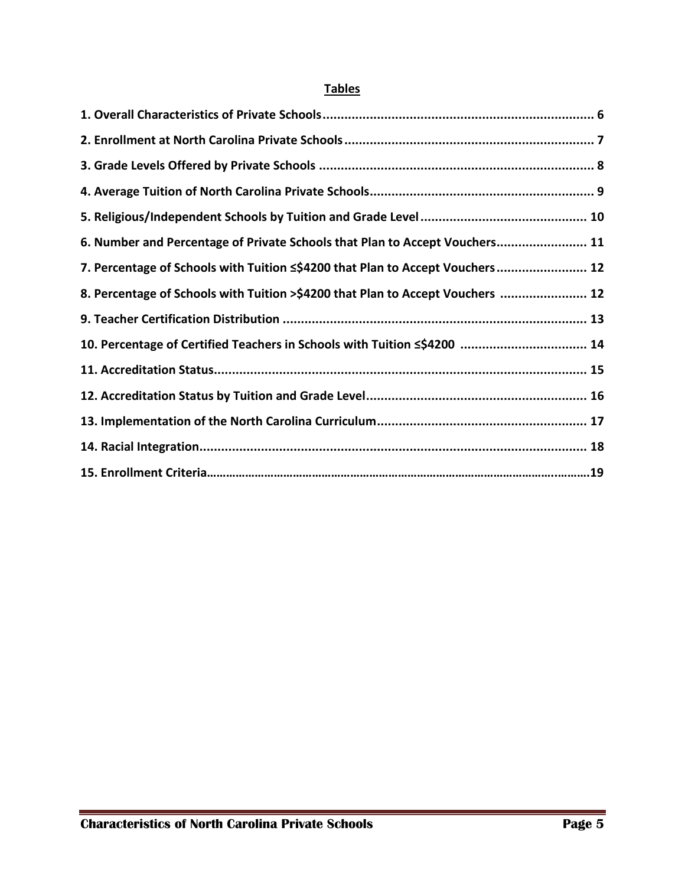## Tables

**1. Overall Characteristics of Private Schools........................................................................... 6**

**2. Enrollment at North Carolina Private Schools.................................................................... 7**

**3. Grade Levels Offered by Private Schools ........................................................................... 8**

**4. Average Tuition of North Carolina Private Schools............................................................. 9**

**5. Religious/Independent Schools by Tuition and Grade Level............................................. 10**

**6. Number and Percentage of Private Schools that Plan to Accept Vouchers......................... 11**

**7. Percentage of Schools with Tuition ≤$4200 that Plan to Accept Vouchers......................... 12**

**8. Percentage of Schools with Tuition >$4200 that Plan to Accept Vouchers ........................ 12**

**9. Teacher Certification Distribution .................................................................................... 13**

**10. Percentage of Certified Teachers in Schools with Tuition ≤$4200 .................................. 14**

**11. Accreditation Status....................................................................................................... 15**

**12. Accreditation Status by Tuition and Grade Level............................................................ 16**

**13. Implementation of the North Carolina Curriculum......................................................... 17**

**14. Racial Integration........................................................................................................... 18**

**15. Enrollment Criteria…………………………………………………………………………………………………………19**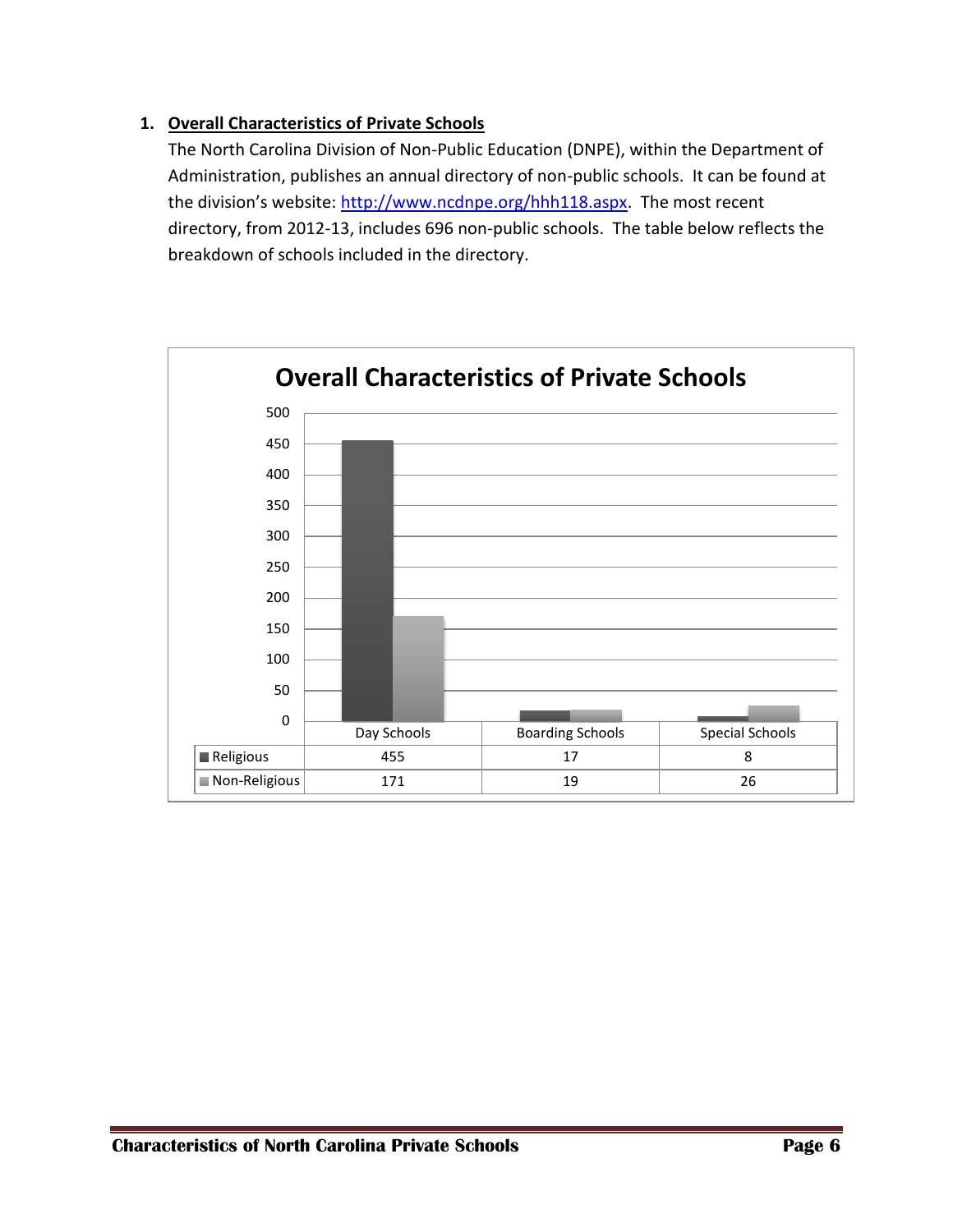1. **Overall Characteristics of Private Schools**

   The North Carolina Division of Non-Public Education (DNPE), within the Department of Administration, publishes an annual directory of non-public schools. It can be found at the division's website: [http://www.ncdnpe.org/hhh118.aspx](http://www.ncdnpe.org/hhh118.aspx). The most recent directory, from 2012-13, includes 696 non-public schools. The table below reflects the breakdown of schools included in the directory.

**Overall Characteristics of Private Schools**

| | Day Schools | Boarding Schools | Special Schools |
|---|---|---|---|
| Religious | 455 | 17 | 8 |
| Non-Religious | 171 | 19 | 26 |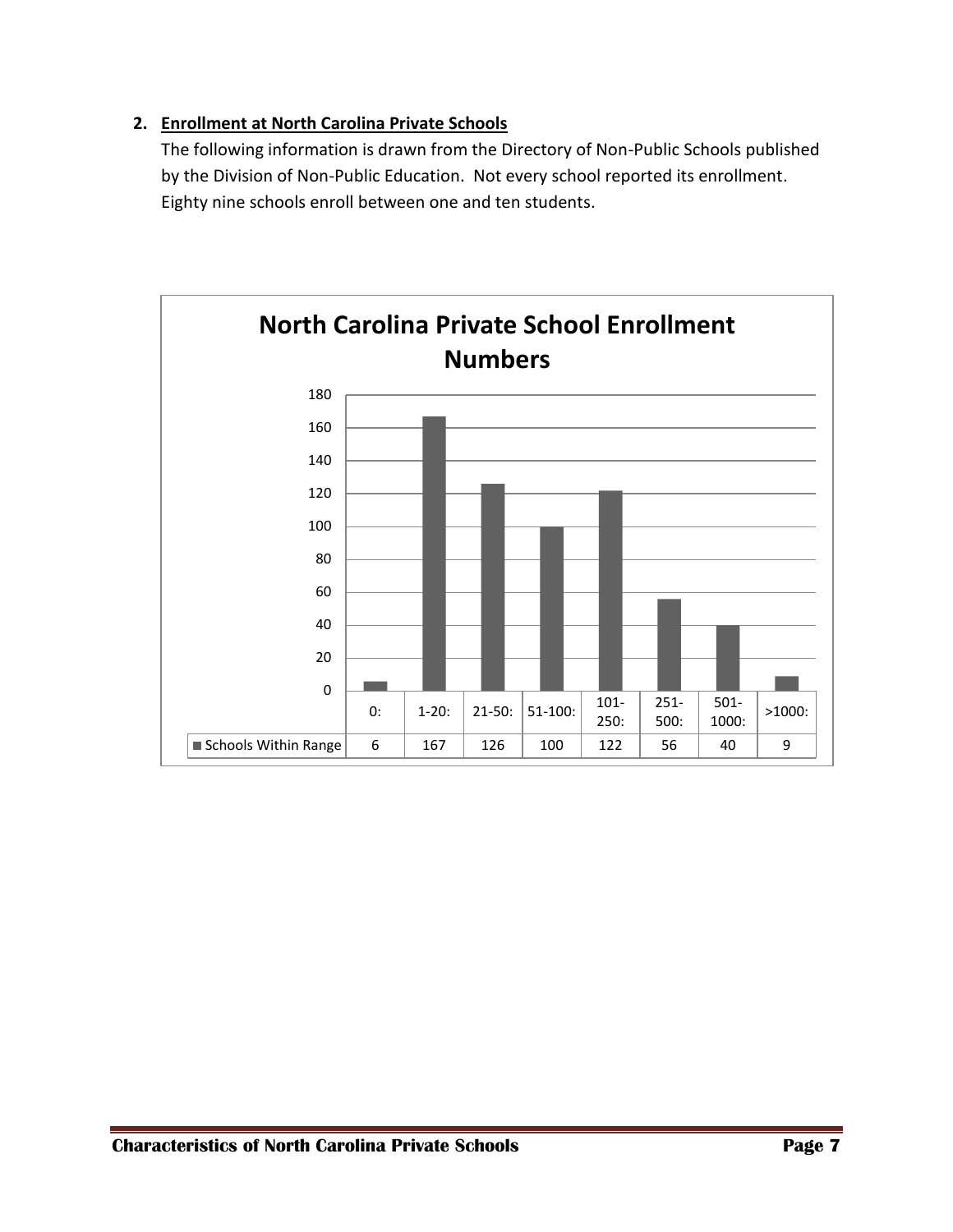## 2. Enrollment at North Carolina Private Schools

The following information is drawn from the Directory of Non-Public Schools published by the Division of Non-Public Education. Not every school reported its enrollment. Eighty nine schools enroll between one and ten students.

**North Carolina Private School Enrollment Numbers**

| | 0: | 1-20: | 21-50: | 51-100: | 101-250: | 251-500: | 501-1000: | >1000: |
|---|---|---|---|---|---|---|---|---|
| Schools Within Range | 6 | 167 | 126 | 100 | 122 | 56 | 40 | 9 |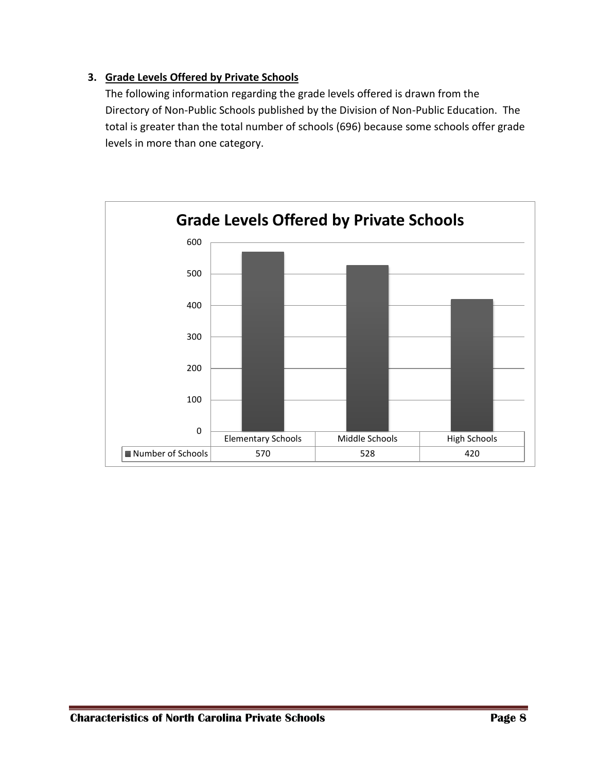### 3. Grade Levels Offered by Private Schools

The following information regarding the grade levels offered is drawn from the Directory of Non-Public Schools published by the Division of Non-Public Education. The total is greater than the total number of schools (696) because some schools offer grade levels in more than one category.

**Grade Levels Offered by Private Schools**

| | Elementary Schools | Middle Schools | High Schools |
|---|---|---|---|
| Number of Schools | 570 | 528 | 420 |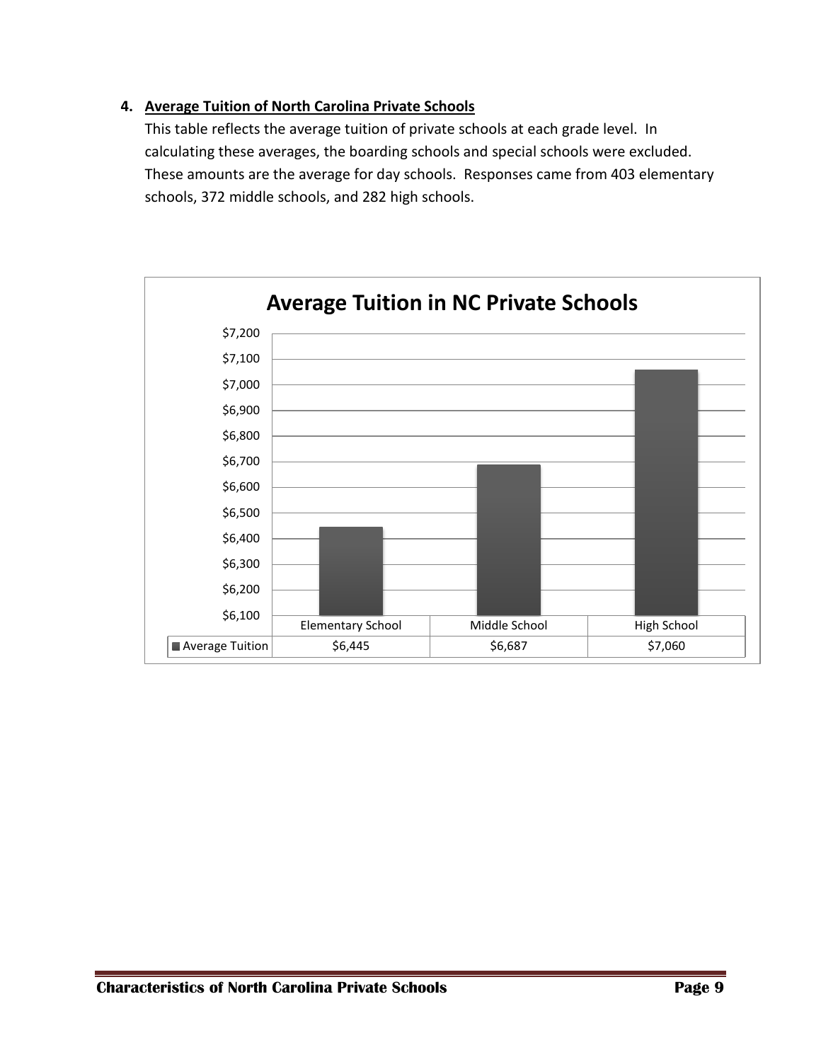4. **Average Tuition of North Carolina Private Schools**

   This table reflects the average tuition of private schools at each grade level. In calculating these averages, the boarding schools and special schools were excluded. These amounts are the average for day schools. Responses came from 403 elementary schools, 372 middle schools, and 282 high schools.

**Average Tuition in NC Private Schools**

| | Elementary School | Middle School | High School |
|---|---|---|---|
| Average Tuition | $6,445 | $6,687 | $7,060 |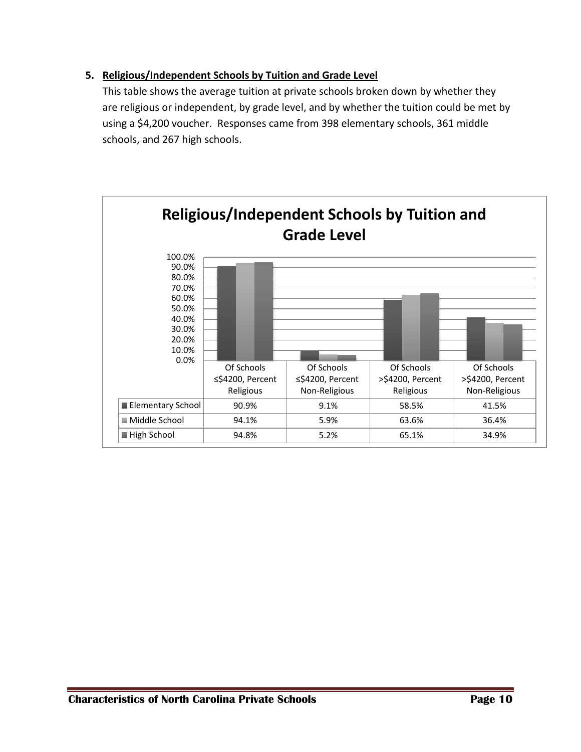5. **Religious/Independent Schools by Tuition and Grade Level**

This table shows the average tuition at private schools broken down by whether they are religious or independent, by grade level, and by whether the tuition could be met by using a $4,200 voucher. Responses came from 398 elementary schools, 361 middle schools, and 267 high schools.

**Religious/Independent Schools by Tuition and Grade Level**

| | Of Schools ≤$4200, Percent Religious | Of Schools ≤$4200, Percent Non-Religious | Of Schools >$4200, Percent Religious | Of Schools >$4200, Percent Non-Religious |
|---|---|---|---|---|
| Elementary School | 90.9% | 9.1% | 58.5% | 41.5% |
| Middle School | 94.1% | 5.9% | 63.6% | 36.4% |
| High School | 94.8% | 5.2% | 65.1% | 34.9% |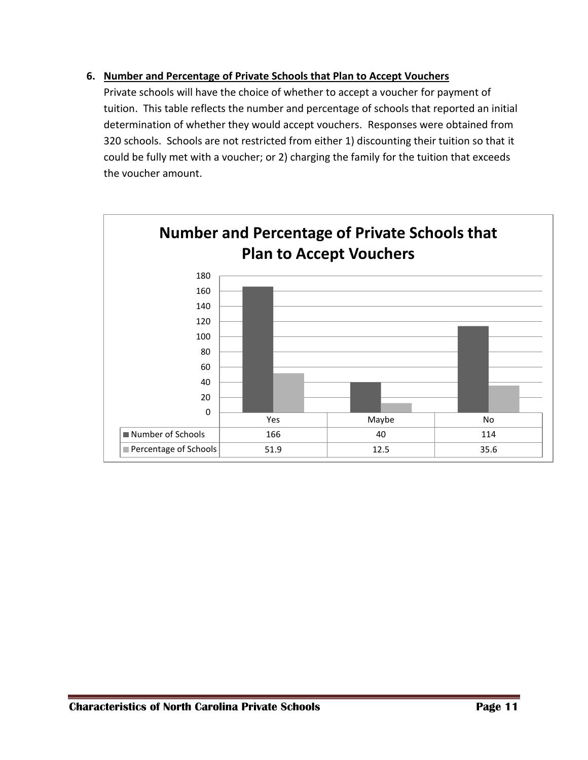6. **<u>Number and Percentage of Private Schools that Plan to Accept Vouchers</u>**

Private schools will have the choice of whether to accept a voucher for payment of tuition. This table reflects the number and percentage of schools that reported an initial determination of whether they would accept vouchers. Responses were obtained from 320 schools. Schools are not restricted from either 1) discounting their tuition so that it could be fully met with a voucher; or 2) charging the family for the tuition that exceeds the voucher amount.

**Number and Percentage of Private Schools that Plan to Accept Vouchers**

| | Yes | Maybe | No |
|---|---|---|---|
| Number of Schools | 166 | 40 | 114 |
| Percentage of Schools | 51.9 | 12.5 | 35.6 |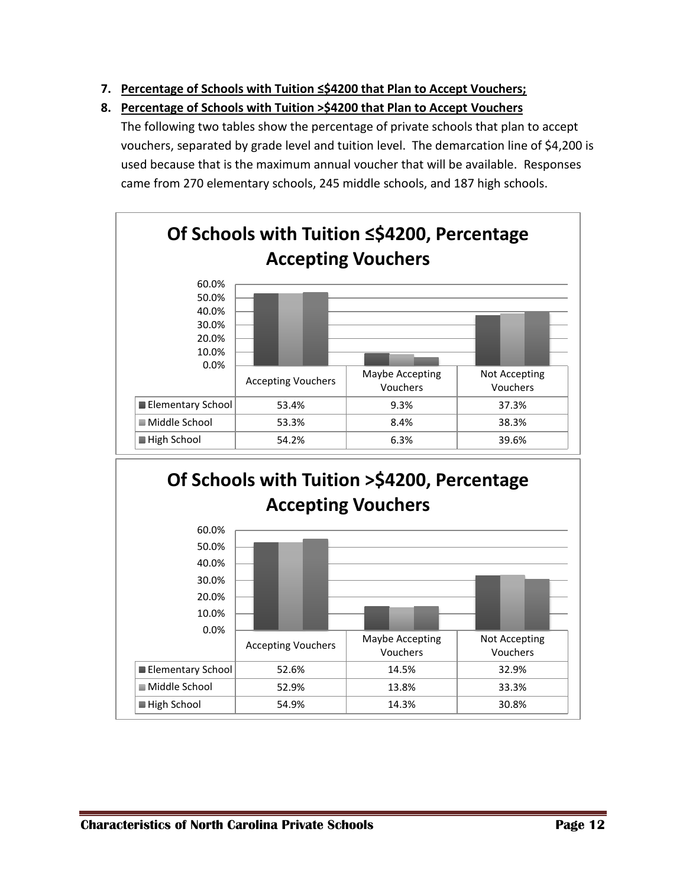7. **Percentage of Schools with Tuition ≤$4200 that Plan to Accept Vouchers;**
8. **Percentage of Schools with Tuition >$4200 that Plan to Accept Vouchers**

   The following two tables show the percentage of private schools that plan to accept vouchers, separated by grade level and tuition level. The demarcation line of $4,200 is used because that is the maximum annual voucher that will be available. Responses came from 270 elementary schools, 245 middle schools, and 187 high schools.

**Of Schools with Tuition ≤$4200, Percentage Accepting Vouchers**

| | Accepting Vouchers | Maybe Accepting Vouchers | Not Accepting Vouchers |
|---|---|---|---|
| Elementary School | 53.4% | 9.3% | 37.3% |
| Middle School | 53.3% | 8.4% | 38.3% |
| High School | 54.2% | 6.3% | 39.6% |

**Of Schools with Tuition >$4200, Percentage Accepting Vouchers**

| | Accepting Vouchers | Maybe Accepting Vouchers | Not Accepting Vouchers |
|---|---|---|---|
| Elementary School | 52.6% | 14.5% | 32.9% |
| Middle School | 52.9% | 13.8% | 33.3% |
| High School | 54.9% | 14.3% | 30.8% |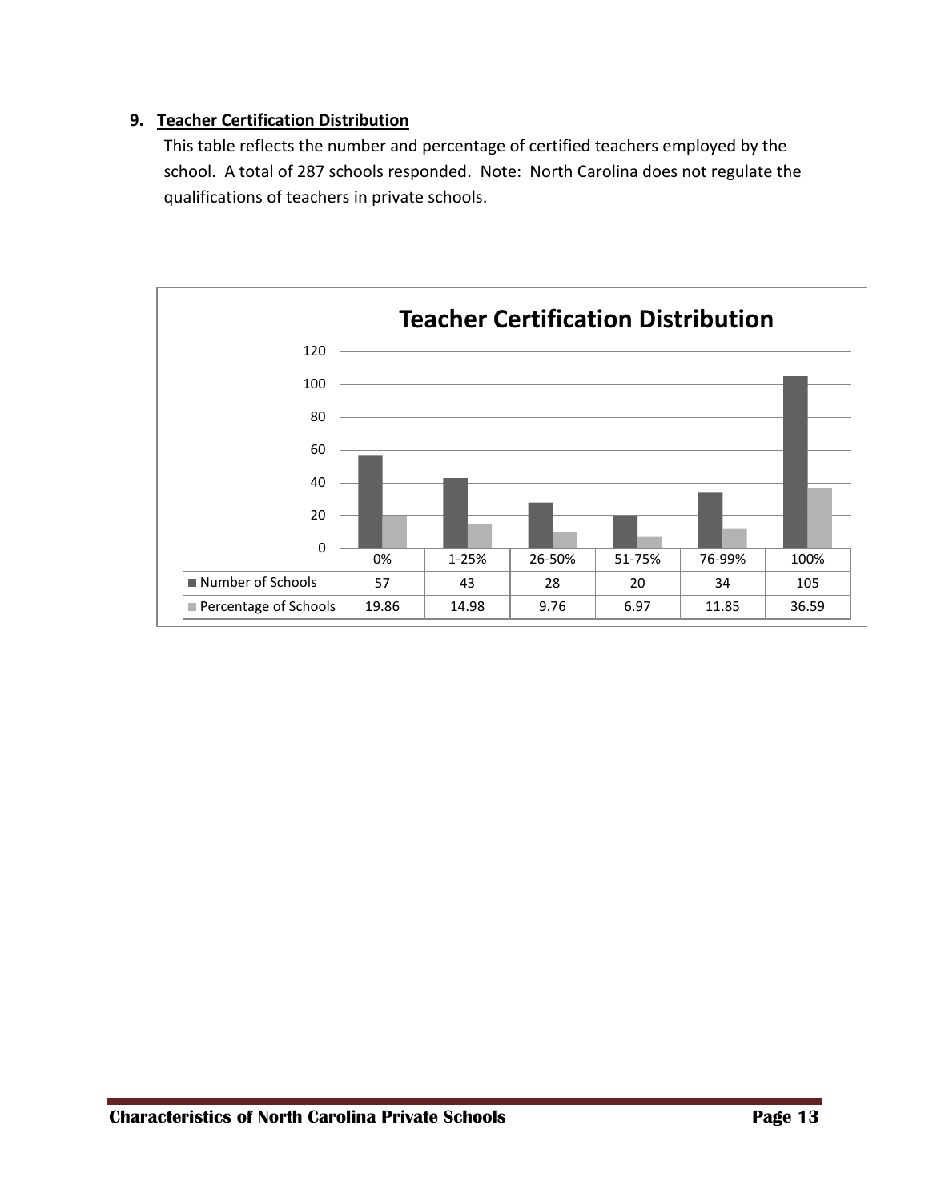## 9. Teacher Certification Distribution

This table reflects the number and percentage of certified teachers employed by the school. A total of 287 schools responded. Note: North Carolina does not regulate the qualifications of teachers in private schools.

**Teacher Certification Distribution**

| | 0% | 1-25% | 26-50% | 51-75% | 76-99% | 100% |
|---|---|---|---|---|---|---|
| Number of Schools | 57 | 43 | 28 | 20 | 34 | 105 |
| Percentage of Schools | 19.86 | 14.98 | 9.76 | 6.97 | 11.85 | 36.59 |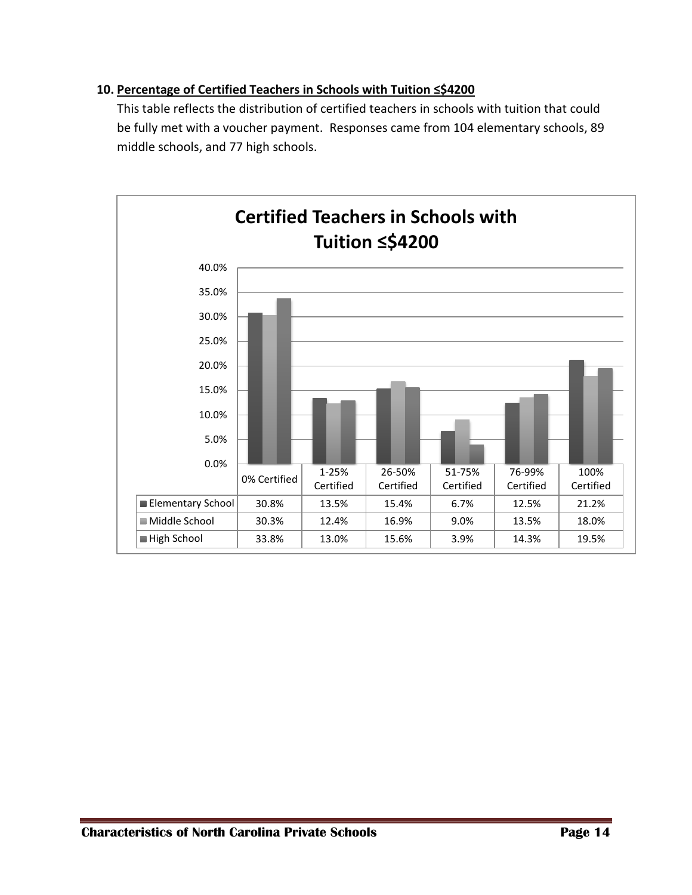### 10. Percentage of Certified Teachers in Schools with Tuition ≤$4200

This table reflects the distribution of certified teachers in schools with tuition that could be fully met with a voucher payment. Responses came from 104 elementary schools, 89 middle schools, and 77 high schools.

**Certified Teachers in Schools with Tuition ≤$4200**

| | 0% Certified | 1-25% Certified | 26-50% Certified | 51-75% Certified | 76-99% Certified | 100% Certified |
|---|---|---|---|---|---|---|
| Elementary School | 30.8% | 13.5% | 15.4% | 6.7% | 12.5% | 21.2% |
| Middle School | 30.3% | 12.4% | 16.9% | 9.0% | 13.5% | 18.0% |
| High School | 33.8% | 13.0% | 15.6% | 3.9% | 14.3% | 19.5% |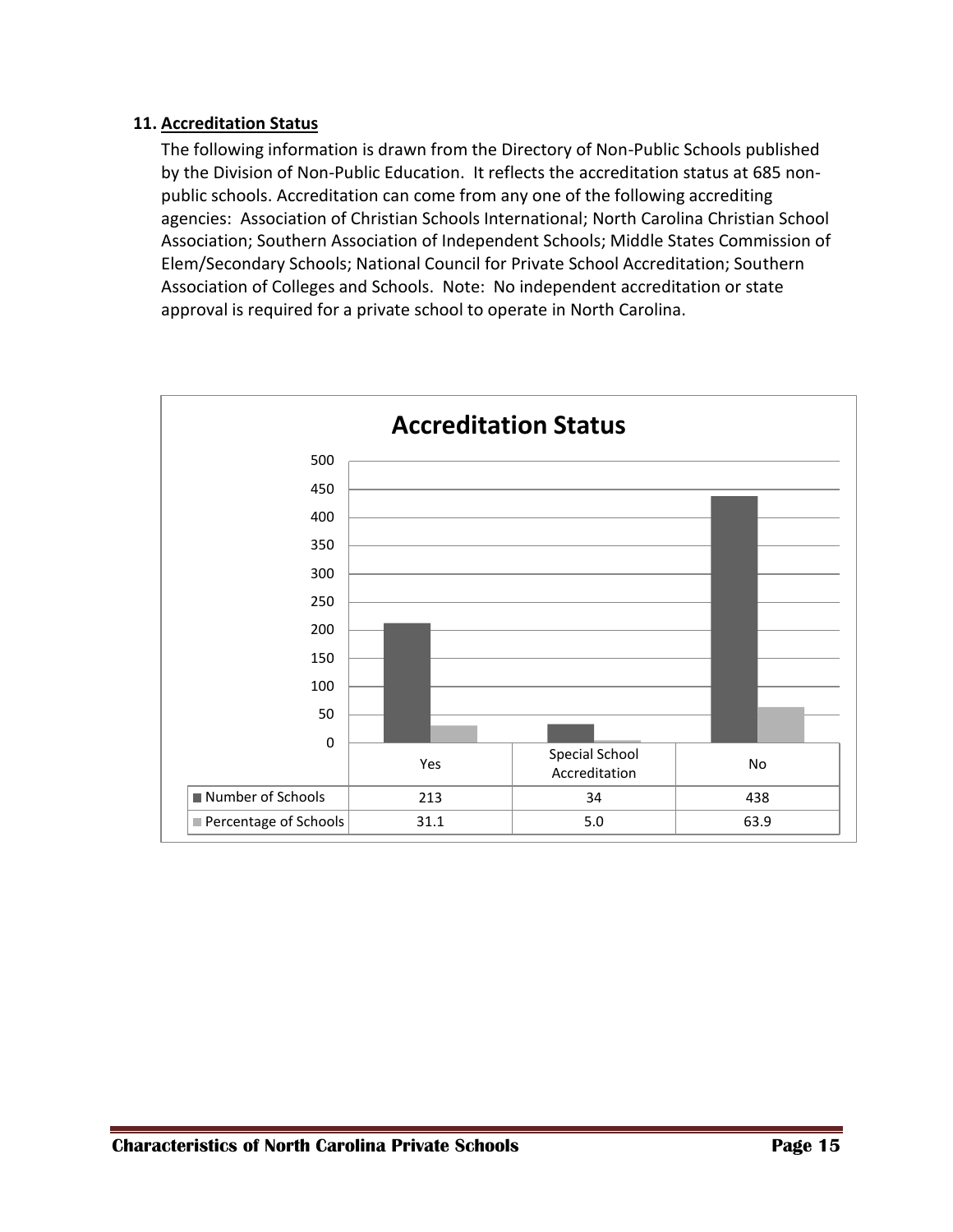### 11. Accreditation Status

The following information is drawn from the Directory of Non-Public Schools published by the Division of Non-Public Education. It reflects the accreditation status at 685 non-public schools. Accreditation can come from any one of the following accrediting agencies: Association of Christian Schools International; North Carolina Christian School Association; Southern Association of Independent Schools; Middle States Commission of Elem/Secondary Schools; National Council for Private School Accreditation; Southern Association of Colleges and Schools. Note: No independent accreditation or state approval is required for a private school to operate in North Carolina.

**Accreditation Status**

| | Yes | Special School Accreditation | No |
|---|---|---|---|
| Number of Schools | 213 | 34 | 438 |
| Percentage of Schools | 31.1 | 5.0 | 63.9 |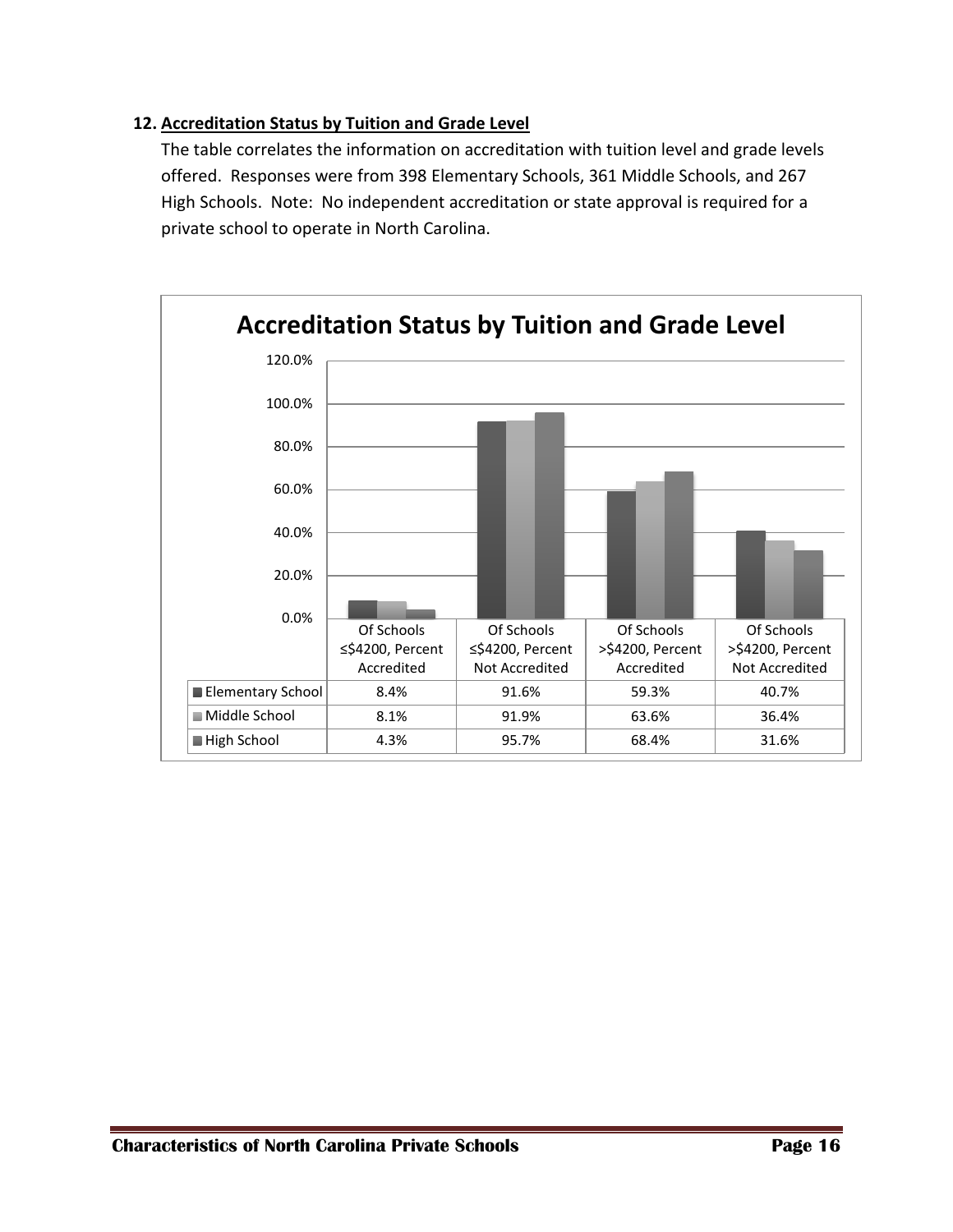## 12. Accreditation Status by Tuition and Grade Level

The table correlates the information on accreditation with tuition level and grade levels offered. Responses were from 398 Elementary Schools, 361 Middle Schools, and 267 High Schools. Note: No independent accreditation or state approval is required for a private school to operate in North Carolina.

**Accreditation Status by Tuition and Grade Level**

| | Of Schools ≤$4200, Percent Accredited | Of Schools ≤$4200, Percent Not Accredited | Of Schools >$4200, Percent Accredited | Of Schools >$4200, Percent Not Accredited |
|---|---|---|---|---|
| Elementary School | 8.4% | 91.6% | 59.3% | 40.7% |
| Middle School | 8.1% | 91.9% | 63.6% | 36.4% |
| High School | 4.3% | 95.7% | 68.4% | 31.6% |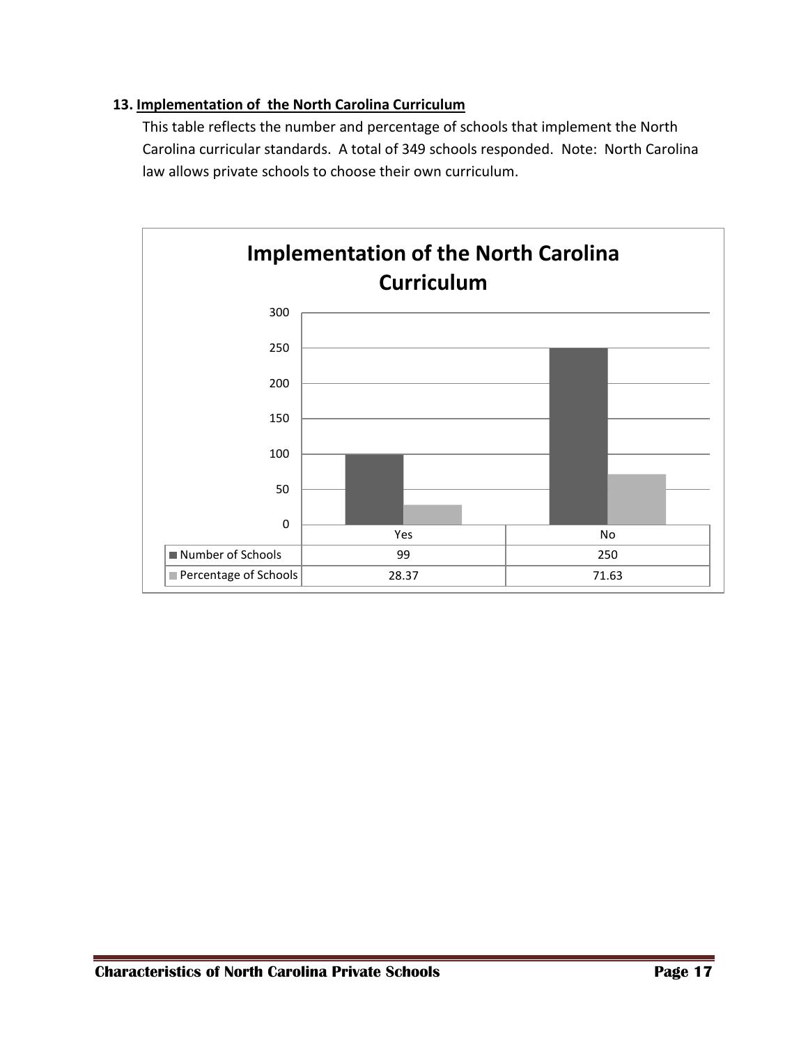**13. Implementation of the North Carolina Curriculum**

This table reflects the number and percentage of schools that implement the North Carolina curricular standards. A total of 349 schools responded. Note: North Carolina law allows private schools to choose their own curriculum.

**Implementation of the North Carolina Curriculum**

| | Yes | No |
|---|---|---|
| Number of Schools | 99 | 250 |
| Percentage of Schools | 28.37 | 71.63 |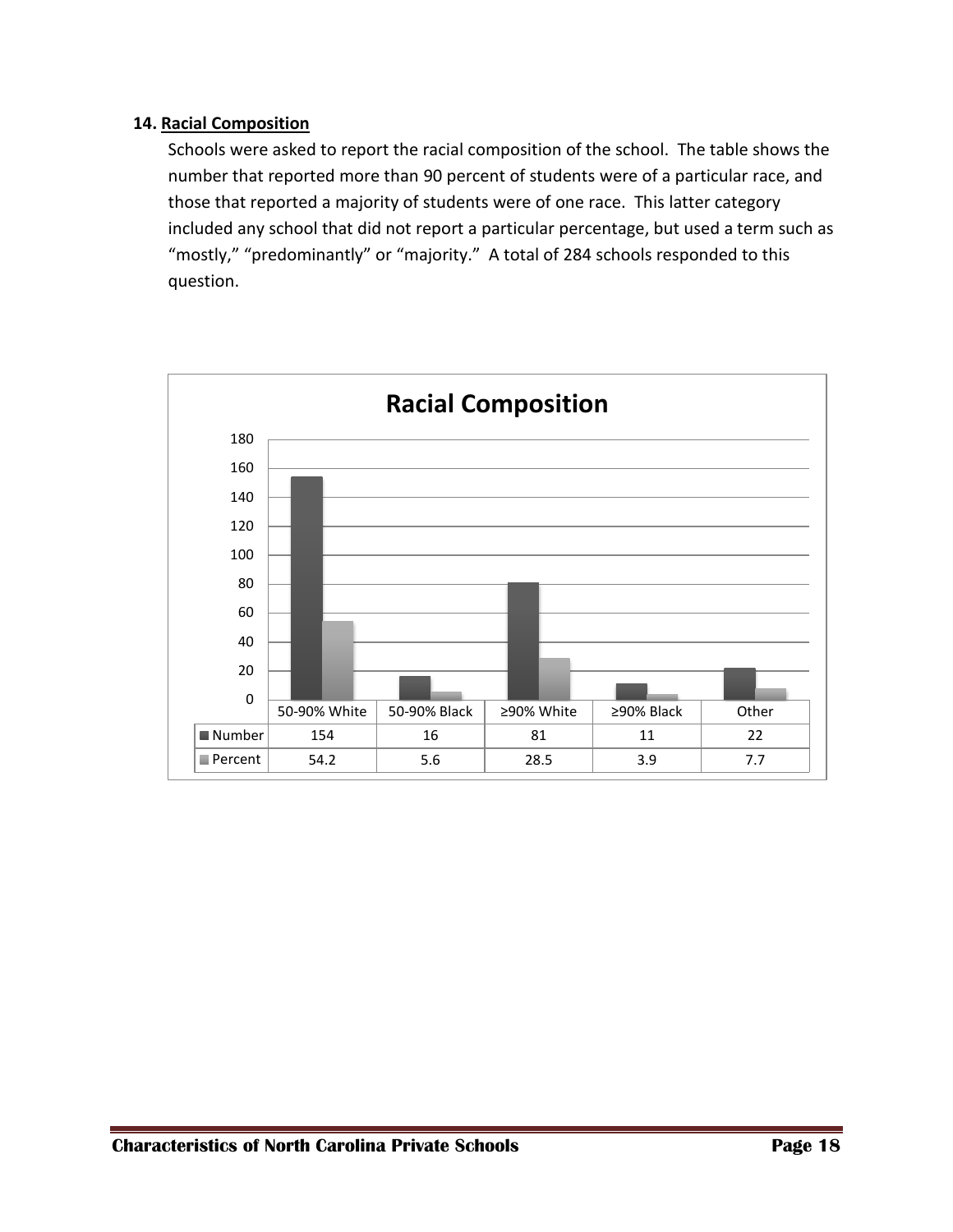**14. Racial Composition**

Schools were asked to report the racial composition of the school. The table shows the number that reported more than 90 percent of students were of a particular race, and those that reported a majority of students were of one race. This latter category included any school that did not report a particular percentage, but used a term such as "mostly," "predominantly" or "majority." A total of 284 schools responded to this question.

**Racial Composition**

| | 50-90% White | 50-90% Black | ≥90% White | ≥90% Black | Other |
|---|---|---|---|---|---|
| Number | 154 | 16 | 81 | 11 | 22 |
| Percent | 54.2 | 5.6 | 28.5 | 3.9 | 7.7 |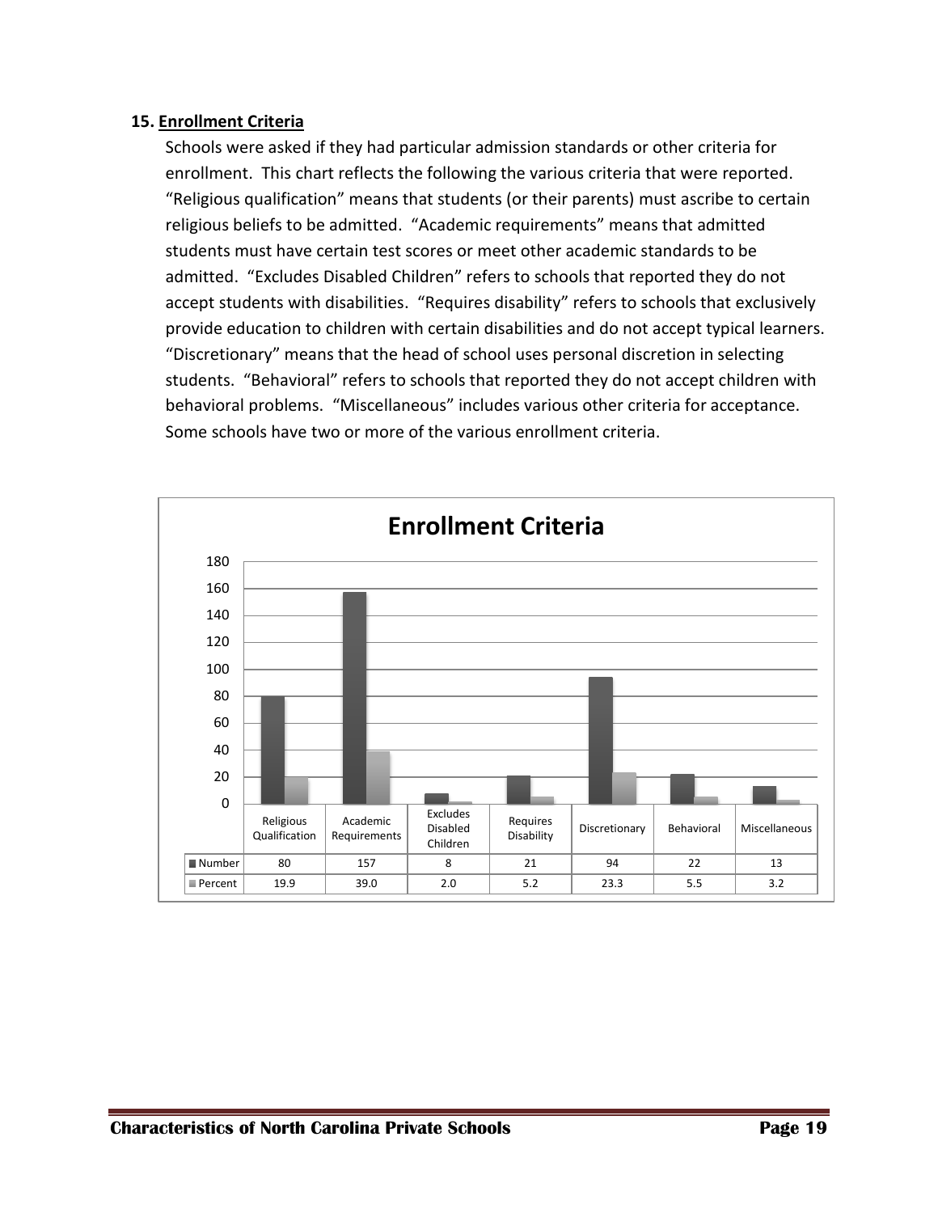### 15. Enrollment Criteria

Schools were asked if they had particular admission standards or other criteria for enrollment. This chart reflects the following the various criteria that were reported. "Religious qualification" means that students (or their parents) must ascribe to certain religious beliefs to be admitted. "Academic requirements" means that admitted students must have certain test scores or meet other academic standards to be admitted. "Excludes Disabled Children" refers to schools that reported they do not accept students with disabilities. "Requires disability" refers to schools that exclusively provide education to children with certain disabilities and do not accept typical learners. "Discretionary" means that the head of school uses personal discretion in selecting students. "Behavioral" refers to schools that reported they do not accept children with behavioral problems. "Miscellaneous" includes various other criteria for acceptance. Some schools have two or more of the various enrollment criteria.

**Enrollment Criteria**

| | Religious Qualification | Academic Requirements | Excludes Disabled Children | Requires Disability | Discretionary | Behavioral | Miscellaneous |
|---|---|---|---|---|---|---|---|
| Number | 80 | 157 | 8 | 21 | 94 | 22 | 13 |
| Percent | 19.9 | 39.0 | 2.0 | 5.2 | 23.3 | 5.5 | 3.2 |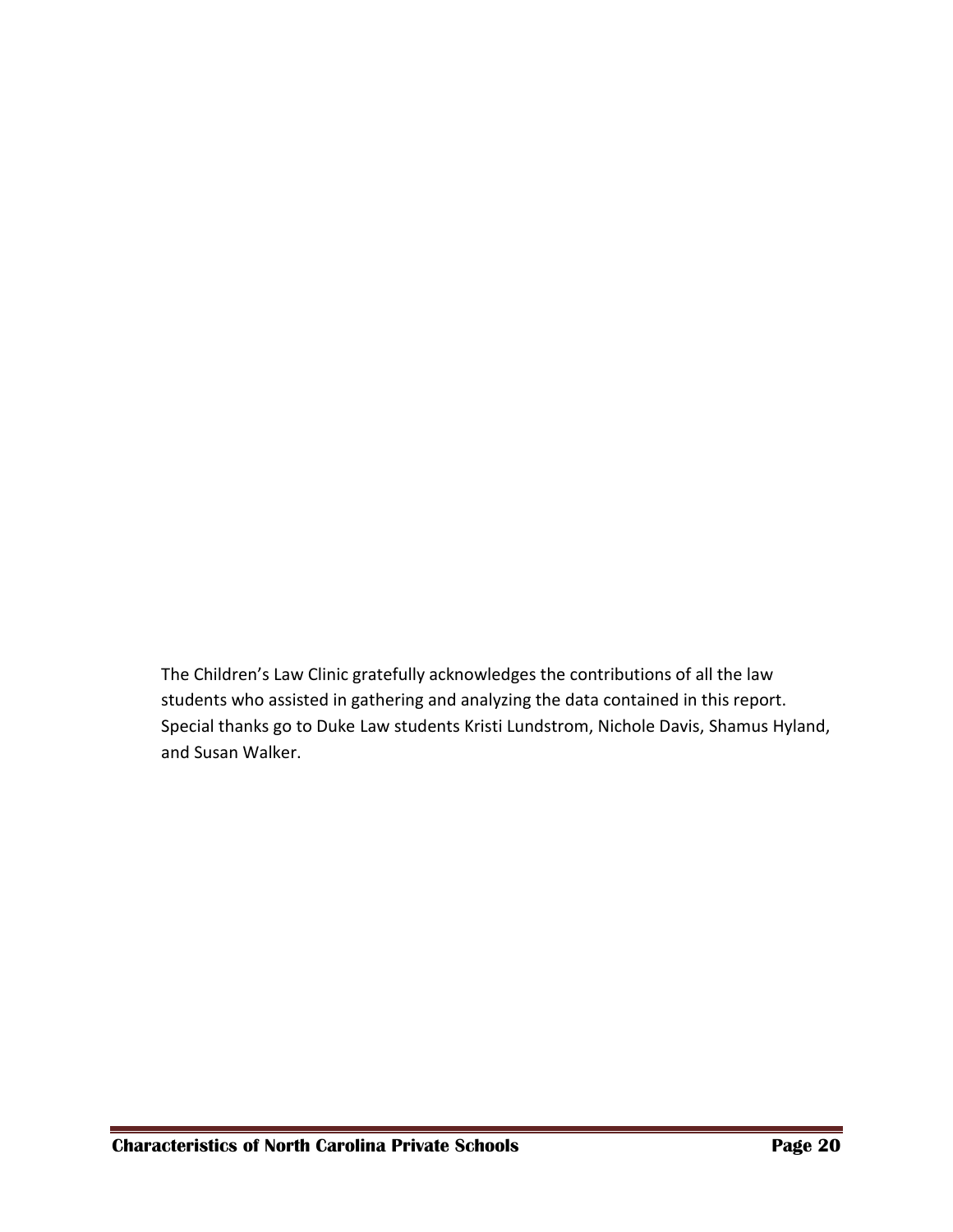The Children's Law Clinic gratefully acknowledges the contributions of all the law students who assisted in gathering and analyzing the data contained in this report. Special thanks go to Duke Law students Kristi Lundstrom, Nichole Davis, Shamus Hyland, and Susan Walker.